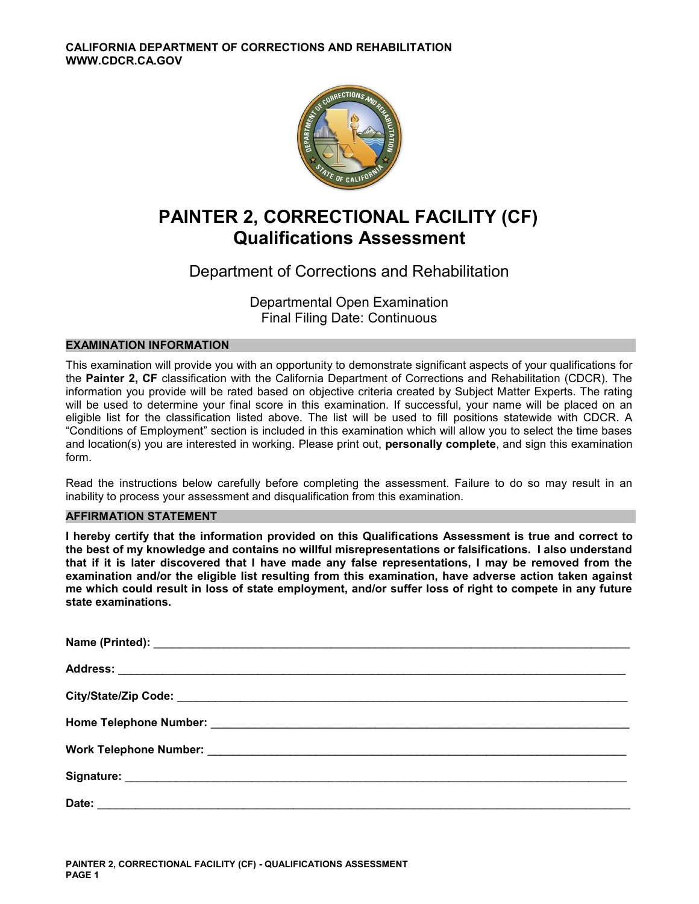CALIFORNIA DEPARTMENT OF CORRECTIONS AND REHABILITATION
WWW.CDCR.CA.GOV

# PAINTER 2, CORRECTIONAL FACILITY (CF)
## Qualifications Assessment

Department of Corrections and Rehabilitation

Departmental Open Examination
Final Filing Date: Continuous

### EXAMINATION INFORMATION

This examination will provide you with an opportunity to demonstrate significant aspects of your qualifications for the **Painter 2, CF** classification with the California Department of Corrections and Rehabilitation (CDCR). The information you provide will be rated based on objective criteria created by Subject Matter Experts. The rating will be used to determine your final score in this examination. If successful, your name will be placed on an eligible list for the classification listed above. The list will be used to fill positions statewide with CDCR. A "Conditions of Employment" section is included in this examination which will allow you to select the time bases and location(s) you are interested in working. Please print out, **personally complete**, and sign this examination form.

Read the instructions below carefully before completing the assessment. Failure to do so may result in an inability to process your assessment and disqualification from this examination.

### AFFIRMATION STATEMENT

**I hereby certify that the information provided on this Qualifications Assessment is true and correct to the best of my knowledge and contains no willful misrepresentations or falsifications. I also understand that if it is later discovered that I have made any false representations, I may be removed from the examination and/or the eligible list resulting from this examination, have adverse action taken against me which could result in loss of state employment, and/or suffer loss of right to compete in any future state examinations.**

**Name (Printed):** ____________________________________________

**Address:** ____________________________________________

**City/State/Zip Code:** ____________________________________________

**Home Telephone Number:** ____________________________________________

**Work Telephone Number:** ____________________________________________

**Signature:** ____________________________________________

**Date:** ____________________________________________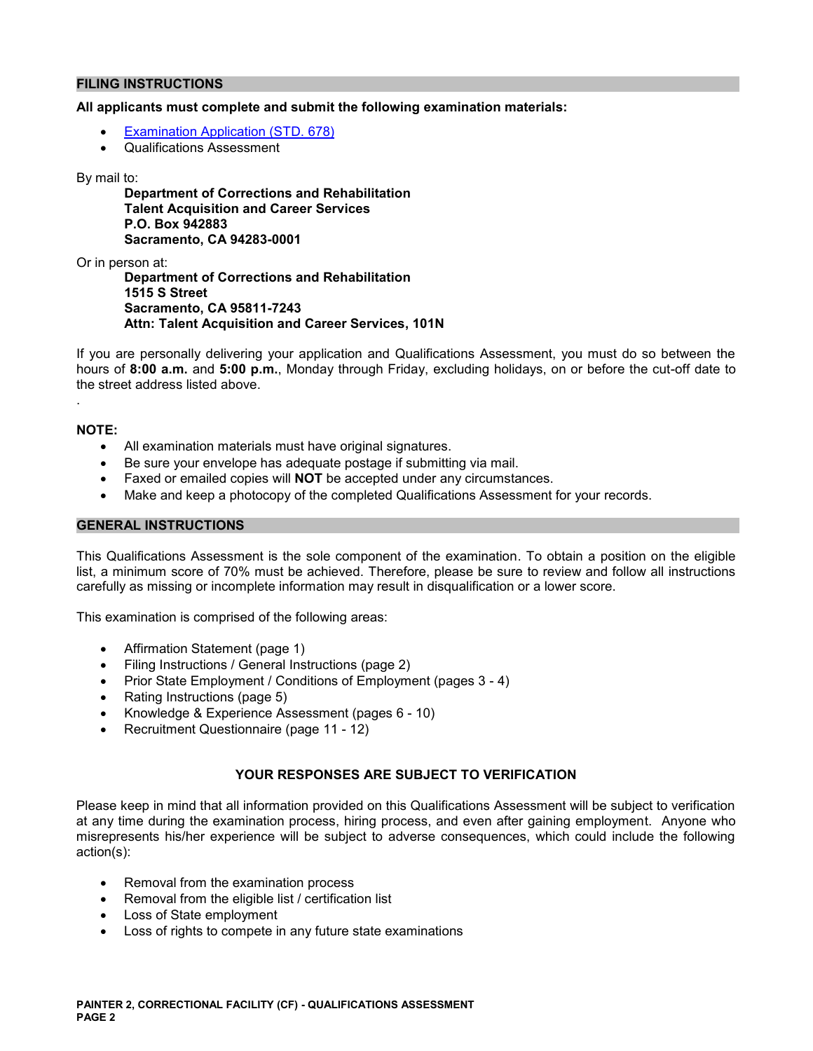## FILING INSTRUCTIONS

**All applicants must complete and submit the following examination materials:**

- [Examination Application (STD. 678)]
- Qualifications Assessment

By mail to:

**Department of Corrections and Rehabilitation**
**Talent Acquisition and Career Services**
**P.O. Box 942883**
**Sacramento, CA 94283-0001**

Or in person at:

**Department of Corrections and Rehabilitation**
**1515 S Street**
**Sacramento, CA 95811-7243**
**Attn: Talent Acquisition and Career Services, 101N**

If you are personally delivering your application and Qualifications Assessment, you must do so between the hours of **8:00 a.m.** and **5:00 p.m.**, Monday through Friday, excluding holidays, on or before the cut-off date to the street address listed above.

.

**NOTE:**

- All examination materials must have original signatures.
- Be sure your envelope has adequate postage if submitting via mail.
- Faxed or emailed copies will **NOT** be accepted under any circumstances.
- Make and keep a photocopy of the completed Qualifications Assessment for your records.

## GENERAL INSTRUCTIONS

This Qualifications Assessment is the sole component of the examination. To obtain a position on the eligible list, a minimum score of 70% must be achieved. Therefore, please be sure to review and follow all instructions carefully as missing or incomplete information may result in disqualification or a lower score.

This examination is comprised of the following areas:

- Affirmation Statement (page 1)
- Filing Instructions / General Instructions (page 2)
- Prior State Employment / Conditions of Employment (pages 3 - 4)
- Rating Instructions (page 5)
- Knowledge & Experience Assessment (pages 6 - 10)
- Recruitment Questionnaire (page 11 - 12)

**YOUR RESPONSES ARE SUBJECT TO VERIFICATION**

Please keep in mind that all information provided on this Qualifications Assessment will be subject to verification at any time during the examination process, hiring process, and even after gaining employment. Anyone who misrepresents his/her experience will be subject to adverse consequences, which could include the following action(s):

- Removal from the examination process
- Removal from the eligible list / certification list
- Loss of State employment
- Loss of rights to compete in any future state examinations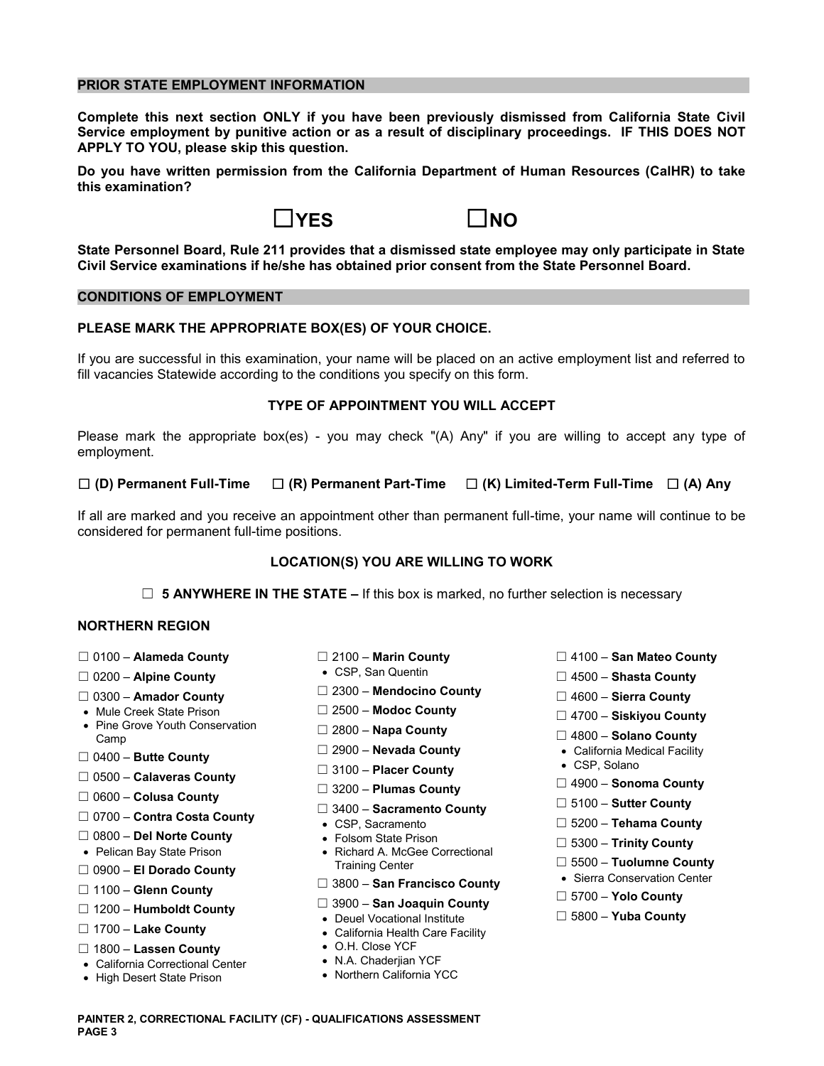## PRIOR STATE EMPLOYMENT INFORMATION

**Complete this next section ONLY if you have been previously dismissed from California State Civil Service employment by punitive action or as a result of disciplinary proceedings. IF THIS DOES NOT APPLY TO YOU, please skip this question.**

**Do you have written permission from the California Department of Human Resources (CalHR) to take this examination?**

☐ **YES** ☐ **NO**

**State Personnel Board, Rule 211 provides that a dismissed state employee may only participate in State Civil Service examinations if he/she has obtained prior consent from the State Personnel Board.**

## CONDITIONS OF EMPLOYMENT

**PLEASE MARK THE APPROPRIATE BOX(ES) OF YOUR CHOICE.**

If you are successful in this examination, your name will be placed on an active employment list and referred to fill vacancies Statewide according to the conditions you specify on this form.

### TYPE OF APPOINTMENT YOU WILL ACCEPT

Please mark the appropriate box(es) - you may check "(A) Any" if you are willing to accept any type of employment.

☐ **(D) Permanent Full-Time** ☐ **(R) Permanent Part-Time** ☐ **(K) Limited-Term Full-Time** ☐ **(A) Any**

If all are marked and you receive an appointment other than permanent full-time, your name will continue to be considered for permanent full-time positions.

### LOCATION(S) YOU ARE WILLING TO WORK

☐ **5 ANYWHERE IN THE STATE –** If this box is marked, no further selection is necessary

### NORTHERN REGION

☐ 0100 – **Alameda County**

☐ 0200 – **Alpine County**

☐ 0300 – **Amador County**
- Mule Creek State Prison
- Pine Grove Youth Conservation Camp

☐ 0400 – **Butte County**

☐ 0500 – **Calaveras County**

☐ 0600 – **Colusa County**

☐ 0700 – **Contra Costa County**

☐ 0800 – **Del Norte County**
- Pelican Bay State Prison

☐ 0900 – **El Dorado County**

☐ 1100 – **Glenn County**

☐ 1200 – **Humboldt County**

☐ 1700 – **Lake County**

☐ 1800 – **Lassen County**
- California Correctional Center
- High Desert State Prison

☐ 2100 – **Marin County**
- CSP, San Quentin

☐ 2300 – **Mendocino County**

☐ 2500 – **Modoc County**

☐ 2800 – **Napa County**

☐ 2900 – **Nevada County**

☐ 3100 – **Placer County**

☐ 3200 – **Plumas County**

☐ 3400 – **Sacramento County**
- CSP, Sacramento
- Folsom State Prison
- Richard A. McGee Correctional Training Center

☐ 3800 – **San Francisco County**

☐ 3900 – **San Joaquin County**
- Deuel Vocational Institute
- California Health Care Facility
- O.H. Close YCF
- N.A. Chaderjian YCF
- Northern California YCC

☐ 4100 – **San Mateo County**

☐ 4500 – **Shasta County**

☐ 4600 – **Sierra County**

☐ 4700 – **Siskiyou County**

☐ 4800 – **Solano County**
- California Medical Facility
- CSP, Solano

☐ 4900 – **Sonoma County**

☐ 5100 – **Sutter County**

☐ 5200 – **Tehama County**

☐ 5300 – **Trinity County**

☐ 5500 – **Tuolumne County**
- Sierra Conservation Center

☐ 5700 – **Yolo County**

☐ 5800 – **Yuba County**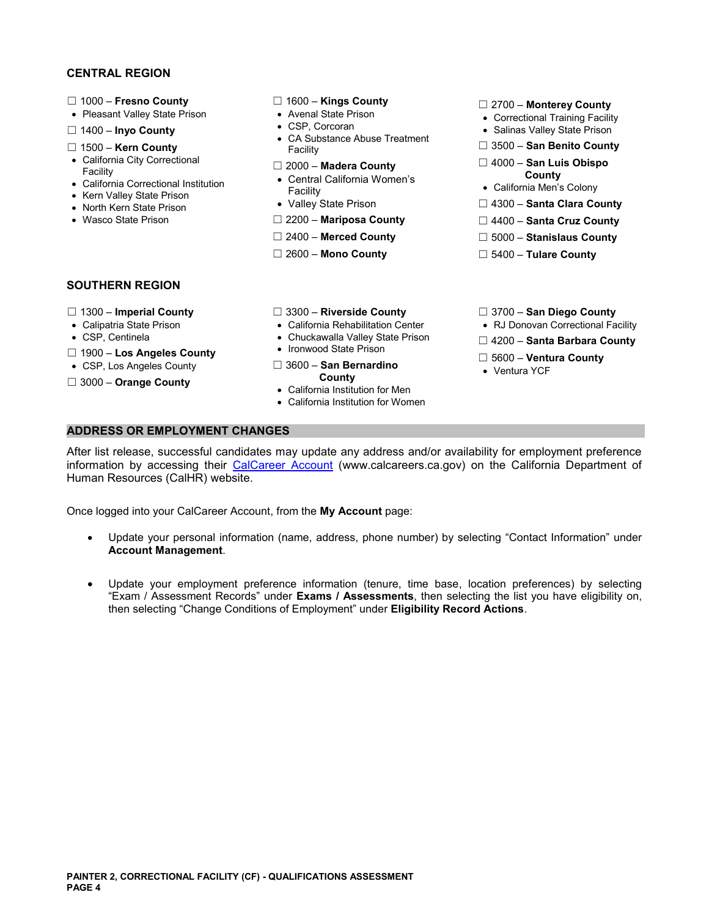## CENTRAL REGION

☐ 1000 – **Fresno County**
- Pleasant Valley State Prison

☐ 1400 – **Inyo County**

☐ 1500 – **Kern County**
- California City Correctional Facility
- California Correctional Institution
- Kern Valley State Prison
- North Kern State Prison
- Wasco State Prison

☐ 1600 – **Kings County**
- Avenal State Prison
- CSP, Corcoran
- CA Substance Abuse Treatment Facility

☐ 2000 – **Madera County**
- Central California Women's Facility
- Valley State Prison

☐ 2200 – **Mariposa County**

☐ 2400 – **Merced County**

☐ 2600 – **Mono County**

☐ 2700 – **Monterey County**
- Correctional Training Facility
- Salinas Valley State Prison

☐ 3500 – **San Benito County**

☐ 4000 – **San Luis Obispo County**
- California Men's Colony

☐ 4300 – **Santa Clara County**

☐ 4400 – **Santa Cruz County**

☐ 5000 – **Stanislaus County**

☐ 5400 – **Tulare County**

## SOUTHERN REGION

☐ 1300 – **Imperial County**
- Calipatria State Prison
- CSP, Centinela

☐ 1900 – **Los Angeles County**
- CSP, Los Angeles County

☐ 3000 – **Orange County**

☐ 3300 – **Riverside County**
- California Rehabilitation Center
- Chuckawalla Valley State Prison
- Ironwood State Prison

☐ 3600 – **San Bernardino County**
- California Institution for Men
- California Institution for Women

☐ 3700 – **San Diego County**
- RJ Donovan Correctional Facility

☐ 4200 – **Santa Barbara County**

☐ 5600 – **Ventura County**
- Ventura YCF

## ADDRESS OR EMPLOYMENT CHANGES

After list release, successful candidates may update any address and/or availability for employment preference information by accessing their CalCareer Account (www.calcareers.ca.gov) on the California Department of Human Resources (CalHR) website.

Once logged into your CalCareer Account, from the **My Account** page:

- Update your personal information (name, address, phone number) by selecting "Contact Information" under **Account Management**.
- Update your employment preference information (tenure, time base, location preferences) by selecting "Exam / Assessment Records" under **Exams / Assessments**, then selecting the list you have eligibility on, then selecting "Change Conditions of Employment" under **Eligibility Record Actions**.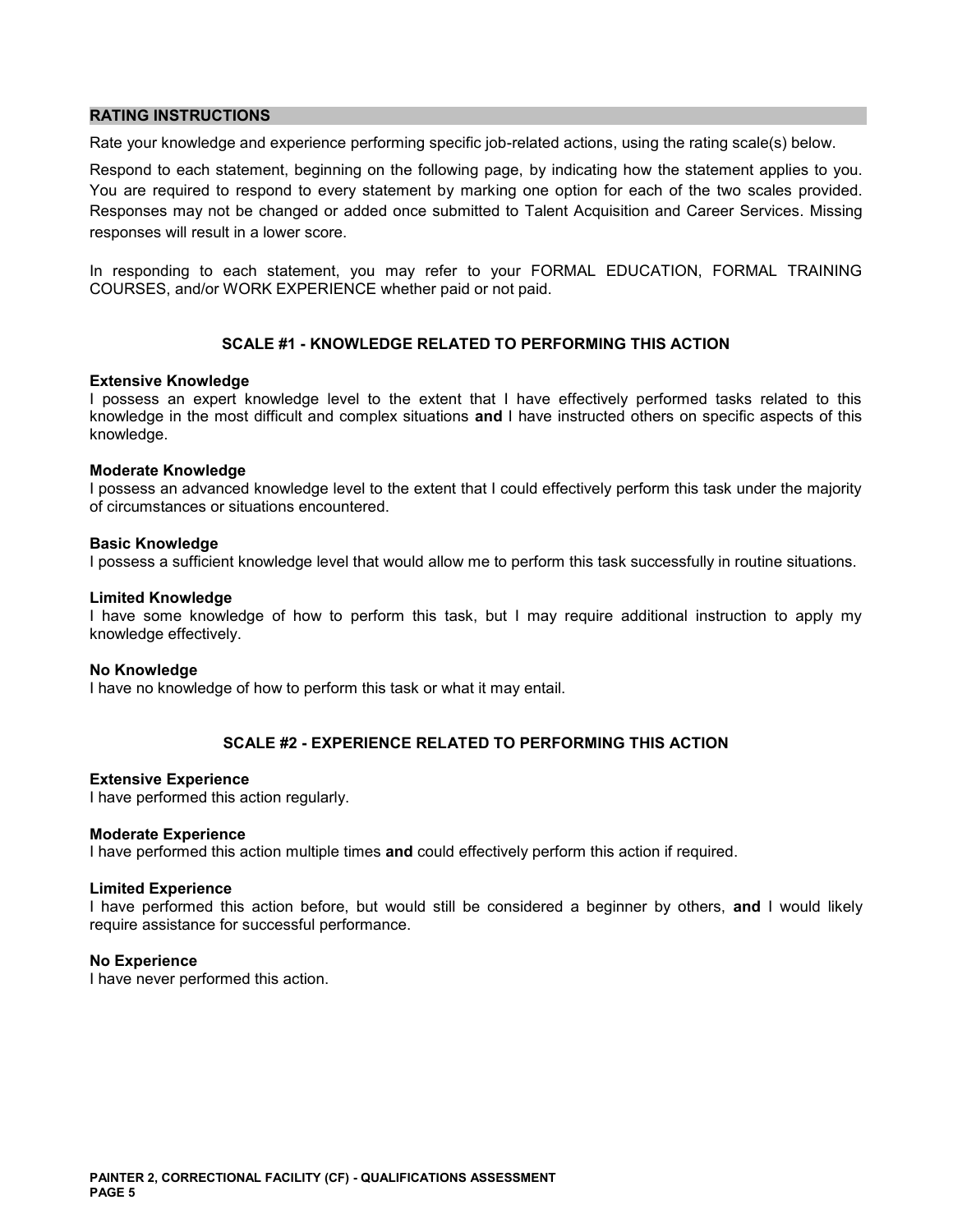## RATING INSTRUCTIONS

Rate your knowledge and experience performing specific job-related actions, using the rating scale(s) below.

Respond to each statement, beginning on the following page, by indicating how the statement applies to you. You are required to respond to every statement by marking one option for each of the two scales provided. Responses may not be changed or added once submitted to Talent Acquisition and Career Services. Missing responses will result in a lower score.

In responding to each statement, you may refer to your FORMAL EDUCATION, FORMAL TRAINING COURSES, and/or WORK EXPERIENCE whether paid or not paid.

### SCALE #1 - KNOWLEDGE RELATED TO PERFORMING THIS ACTION

**Extensive Knowledge**
I possess an expert knowledge level to the extent that I have effectively performed tasks related to this knowledge in the most difficult and complex situations **and** I have instructed others on specific aspects of this knowledge.

**Moderate Knowledge**
I possess an advanced knowledge level to the extent that I could effectively perform this task under the majority of circumstances or situations encountered.

**Basic Knowledge**
I possess a sufficient knowledge level that would allow me to perform this task successfully in routine situations.

**Limited Knowledge**
I have some knowledge of how to perform this task, but I may require additional instruction to apply my knowledge effectively.

**No Knowledge**
I have no knowledge of how to perform this task or what it may entail.

### SCALE #2 - EXPERIENCE RELATED TO PERFORMING THIS ACTION

**Extensive Experience**
I have performed this action regularly.

**Moderate Experience**
I have performed this action multiple times **and** could effectively perform this action if required.

**Limited Experience**
I have performed this action before, but would still be considered a beginner by others, **and** I would likely require assistance for successful performance.

**No Experience**
I have never performed this action.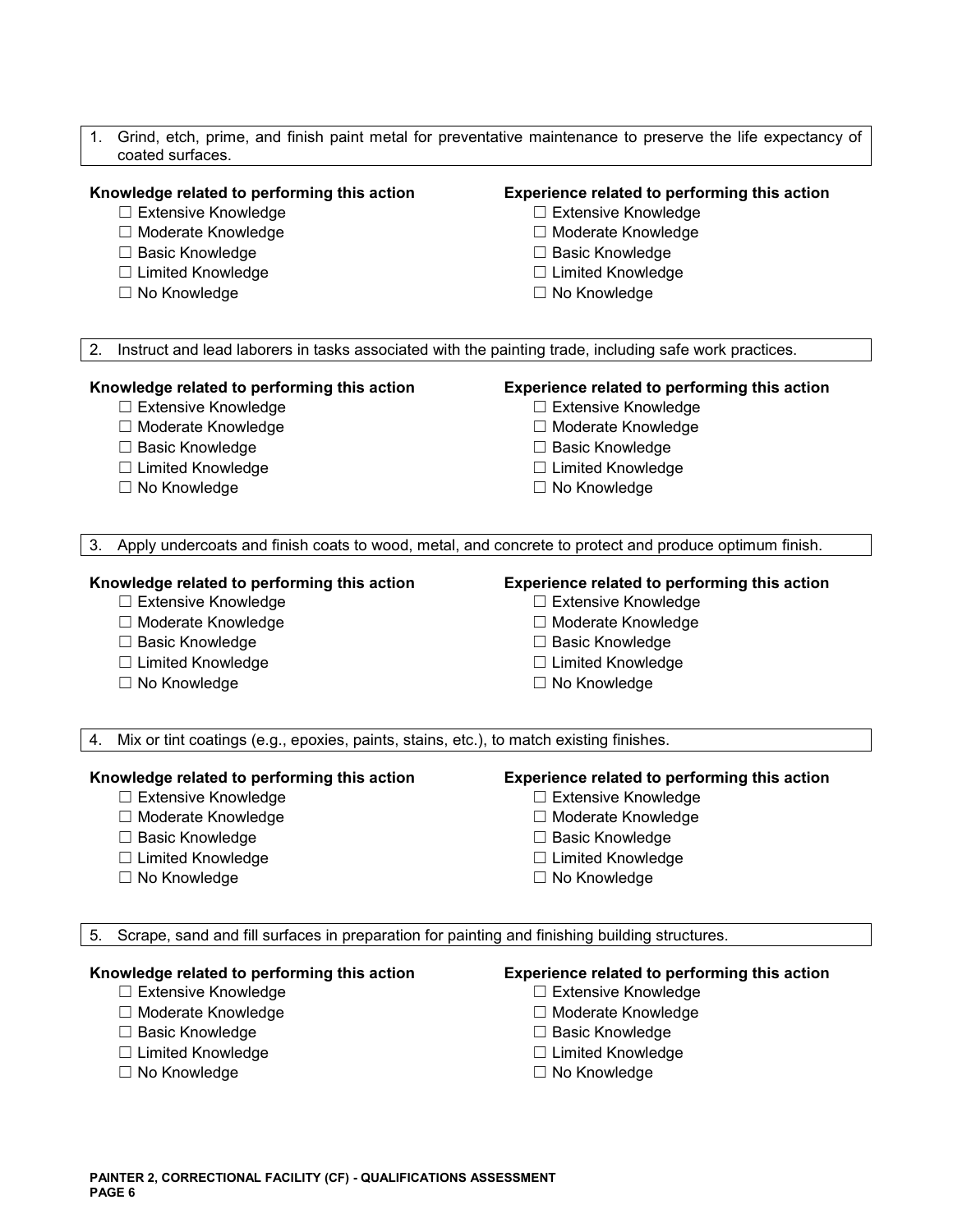1. Grind, etch, prime, and finish paint metal for preventative maintenance to preserve the life expectancy of coated surfaces.

**Knowledge related to performing this action**

- ☐ Extensive Knowledge
- ☐ Moderate Knowledge
- ☐ Basic Knowledge
- ☐ Limited Knowledge
- ☐ No Knowledge

**Experience related to performing this action**

- ☐ Extensive Knowledge
- ☐ Moderate Knowledge
- ☐ Basic Knowledge
- ☐ Limited Knowledge
- ☐ No Knowledge

2. Instruct and lead laborers in tasks associated with the painting trade, including safe work practices.

**Knowledge related to performing this action**

- ☐ Extensive Knowledge
- ☐ Moderate Knowledge
- ☐ Basic Knowledge
- ☐ Limited Knowledge
- ☐ No Knowledge

**Experience related to performing this action**

- ☐ Extensive Knowledge
- ☐ Moderate Knowledge
- ☐ Basic Knowledge
- ☐ Limited Knowledge
- ☐ No Knowledge

3. Apply undercoats and finish coats to wood, metal, and concrete to protect and produce optimum finish.

**Knowledge related to performing this action**

- ☐ Extensive Knowledge
- ☐ Moderate Knowledge
- ☐ Basic Knowledge
- ☐ Limited Knowledge
- ☐ No Knowledge

**Experience related to performing this action**

- ☐ Extensive Knowledge
- ☐ Moderate Knowledge
- ☐ Basic Knowledge
- ☐ Limited Knowledge
- ☐ No Knowledge

4. Mix or tint coatings (e.g., epoxies, paints, stains, etc.), to match existing finishes.

**Knowledge related to performing this action**

- ☐ Extensive Knowledge
- ☐ Moderate Knowledge
- ☐ Basic Knowledge
- ☐ Limited Knowledge
- ☐ No Knowledge

**Experience related to performing this action**

- ☐ Extensive Knowledge
- ☐ Moderate Knowledge
- ☐ Basic Knowledge
- ☐ Limited Knowledge
- ☐ No Knowledge

5. Scrape, sand and fill surfaces in preparation for painting and finishing building structures.

**Knowledge related to performing this action**

- ☐ Extensive Knowledge
- ☐ Moderate Knowledge
- ☐ Basic Knowledge
- ☐ Limited Knowledge
- ☐ No Knowledge

**Experience related to performing this action**

- ☐ Extensive Knowledge
- ☐ Moderate Knowledge
- ☐ Basic Knowledge
- ☐ Limited Knowledge
- ☐ No Knowledge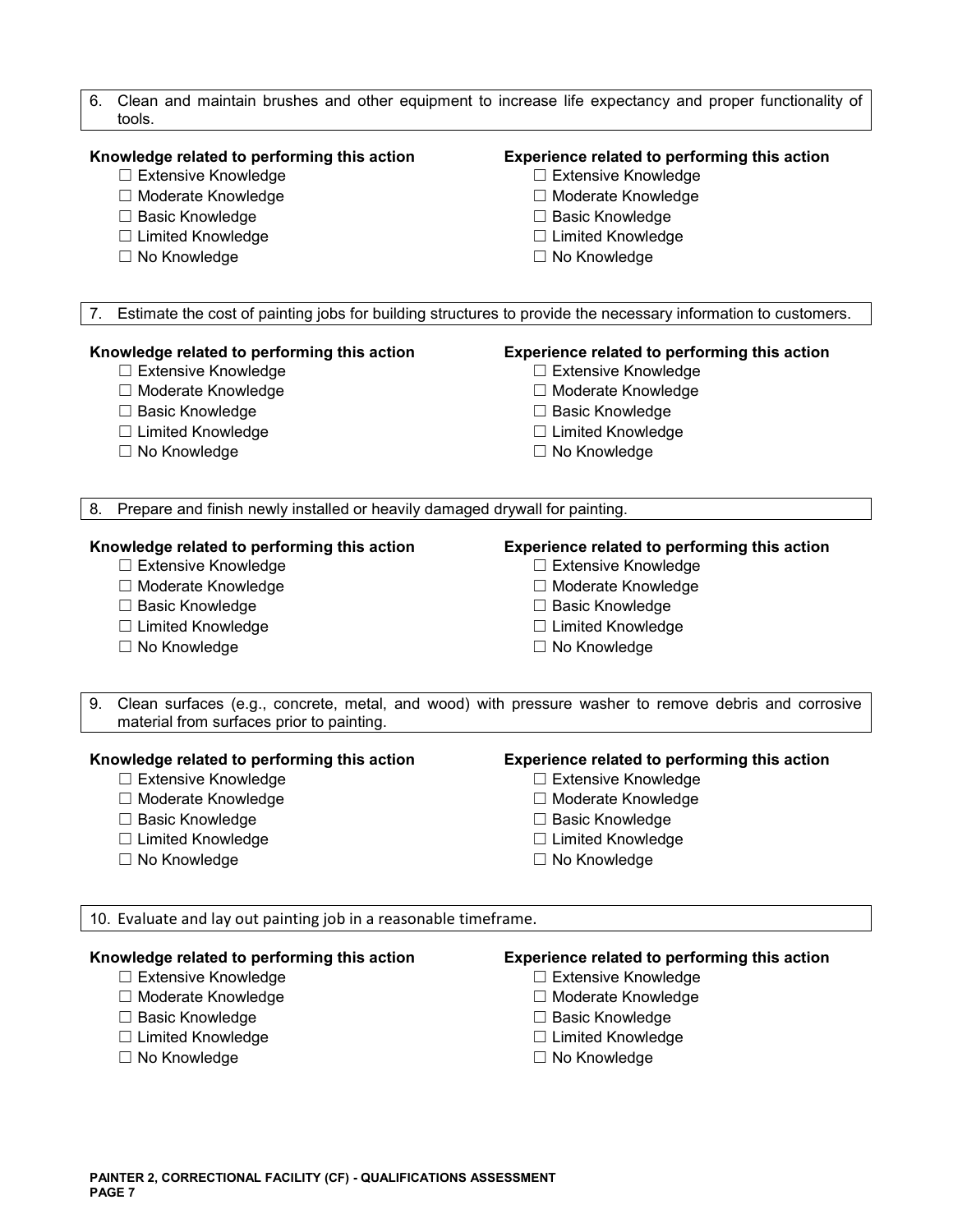6. Clean and maintain brushes and other equipment to increase life expectancy and proper functionality of tools.

**Knowledge related to performing this action**
- ☐ Extensive Knowledge
- ☐ Moderate Knowledge
- ☐ Basic Knowledge
- ☐ Limited Knowledge
- ☐ No Knowledge

**Experience related to performing this action**
- ☐ Extensive Knowledge
- ☐ Moderate Knowledge
- ☐ Basic Knowledge
- ☐ Limited Knowledge
- ☐ No Knowledge

7. Estimate the cost of painting jobs for building structures to provide the necessary information to customers.

**Knowledge related to performing this action**
- ☐ Extensive Knowledge
- ☐ Moderate Knowledge
- ☐ Basic Knowledge
- ☐ Limited Knowledge
- ☐ No Knowledge

**Experience related to performing this action**
- ☐ Extensive Knowledge
- ☐ Moderate Knowledge
- ☐ Basic Knowledge
- ☐ Limited Knowledge
- ☐ No Knowledge

8. Prepare and finish newly installed or heavily damaged drywall for painting.

**Knowledge related to performing this action**
- ☐ Extensive Knowledge
- ☐ Moderate Knowledge
- ☐ Basic Knowledge
- ☐ Limited Knowledge
- ☐ No Knowledge

**Experience related to performing this action**
- ☐ Extensive Knowledge
- ☐ Moderate Knowledge
- ☐ Basic Knowledge
- ☐ Limited Knowledge
- ☐ No Knowledge

9. Clean surfaces (e.g., concrete, metal, and wood) with pressure washer to remove debris and corrosive material from surfaces prior to painting.

**Knowledge related to performing this action**
- ☐ Extensive Knowledge
- ☐ Moderate Knowledge
- ☐ Basic Knowledge
- ☐ Limited Knowledge
- ☐ No Knowledge

**Experience related to performing this action**
- ☐ Extensive Knowledge
- ☐ Moderate Knowledge
- ☐ Basic Knowledge
- ☐ Limited Knowledge
- ☐ No Knowledge

10. Evaluate and lay out painting job in a reasonable timeframe.

**Knowledge related to performing this action**
- ☐ Extensive Knowledge
- ☐ Moderate Knowledge
- ☐ Basic Knowledge
- ☐ Limited Knowledge
- ☐ No Knowledge

**Experience related to performing this action**
- ☐ Extensive Knowledge
- ☐ Moderate Knowledge
- ☐ Basic Knowledge
- ☐ Limited Knowledge
- ☐ No Knowledge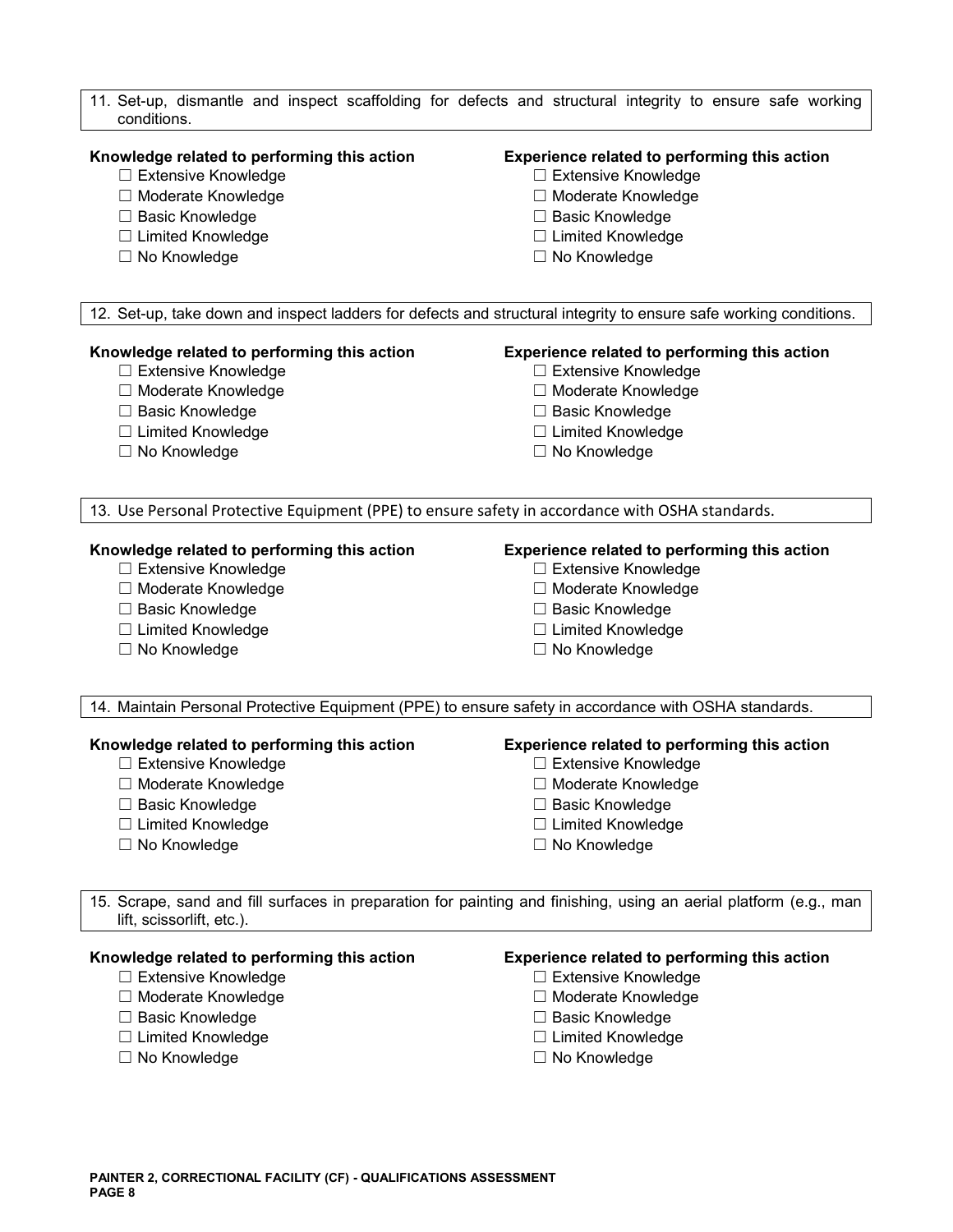11. Set-up, dismantle and inspect scaffolding for defects and structural integrity to ensure safe working conditions.

**Knowledge related to performing this action**
- ☐ Extensive Knowledge
- ☐ Moderate Knowledge
- ☐ Basic Knowledge
- ☐ Limited Knowledge
- ☐ No Knowledge

**Experience related to performing this action**
- ☐ Extensive Knowledge
- ☐ Moderate Knowledge
- ☐ Basic Knowledge
- ☐ Limited Knowledge
- ☐ No Knowledge

12. Set-up, take down and inspect ladders for defects and structural integrity to ensure safe working conditions.

**Knowledge related to performing this action**
- ☐ Extensive Knowledge
- ☐ Moderate Knowledge
- ☐ Basic Knowledge
- ☐ Limited Knowledge
- ☐ No Knowledge

**Experience related to performing this action**
- ☐ Extensive Knowledge
- ☐ Moderate Knowledge
- ☐ Basic Knowledge
- ☐ Limited Knowledge
- ☐ No Knowledge

13. Use Personal Protective Equipment (PPE) to ensure safety in accordance with OSHA standards.

**Knowledge related to performing this action**
- ☐ Extensive Knowledge
- ☐ Moderate Knowledge
- ☐ Basic Knowledge
- ☐ Limited Knowledge
- ☐ No Knowledge

**Experience related to performing this action**
- ☐ Extensive Knowledge
- ☐ Moderate Knowledge
- ☐ Basic Knowledge
- ☐ Limited Knowledge
- ☐ No Knowledge

14. Maintain Personal Protective Equipment (PPE) to ensure safety in accordance with OSHA standards.

**Knowledge related to performing this action**
- ☐ Extensive Knowledge
- ☐ Moderate Knowledge
- ☐ Basic Knowledge
- ☐ Limited Knowledge
- ☐ No Knowledge

**Experience related to performing this action**
- ☐ Extensive Knowledge
- ☐ Moderate Knowledge
- ☐ Basic Knowledge
- ☐ Limited Knowledge
- ☐ No Knowledge

15. Scrape, sand and fill surfaces in preparation for painting and finishing, using an aerial platform (e.g., man lift, scissorlift, etc.).

**Knowledge related to performing this action**
- ☐ Extensive Knowledge
- ☐ Moderate Knowledge
- ☐ Basic Knowledge
- ☐ Limited Knowledge
- ☐ No Knowledge

**Experience related to performing this action**
- ☐ Extensive Knowledge
- ☐ Moderate Knowledge
- ☐ Basic Knowledge
- ☐ Limited Knowledge
- ☐ No Knowledge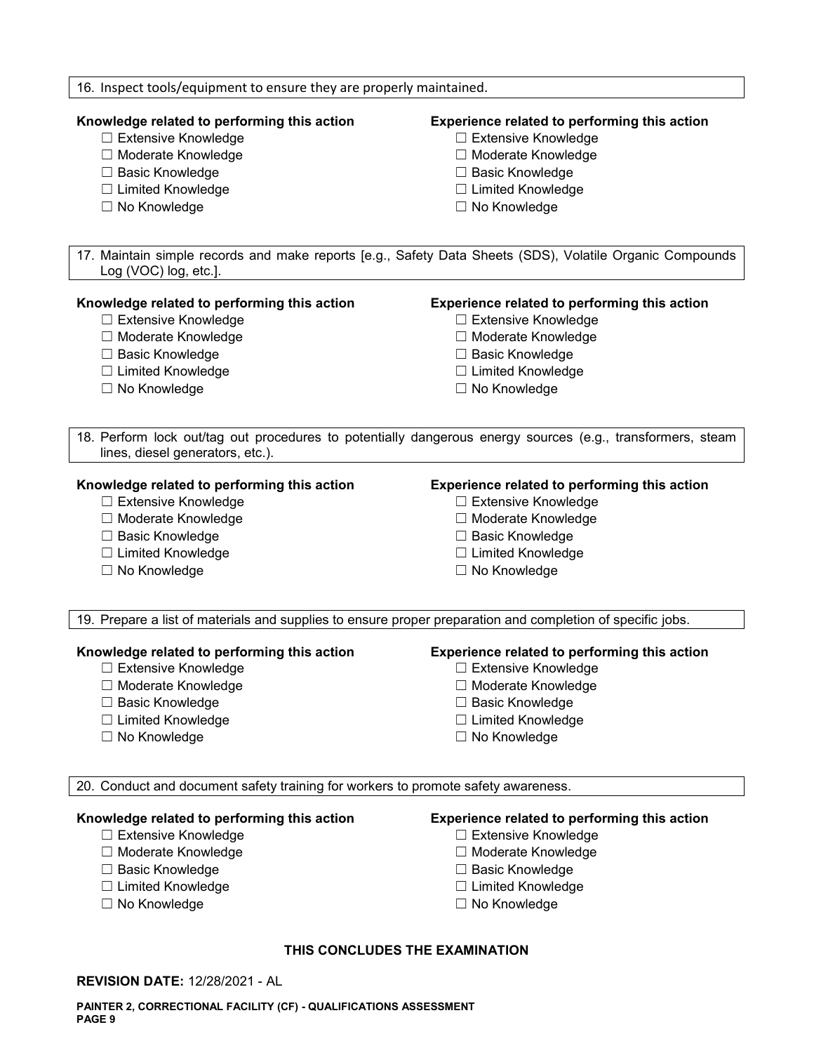16. Inspect tools/equipment to ensure they are properly maintained.

**Knowledge related to performing this action**

- ☐ Extensive Knowledge
- ☐ Moderate Knowledge
- ☐ Basic Knowledge
- ☐ Limited Knowledge
- ☐ No Knowledge

**Experience related to performing this action**

- ☐ Extensive Knowledge
- ☐ Moderate Knowledge
- ☐ Basic Knowledge
- ☐ Limited Knowledge
- ☐ No Knowledge

17. Maintain simple records and make reports [e.g., Safety Data Sheets (SDS), Volatile Organic Compounds Log (VOC) log, etc.].

**Knowledge related to performing this action**

- ☐ Extensive Knowledge
- ☐ Moderate Knowledge
- ☐ Basic Knowledge
- ☐ Limited Knowledge
- ☐ No Knowledge

**Experience related to performing this action**

- ☐ Extensive Knowledge
- ☐ Moderate Knowledge
- ☐ Basic Knowledge
- ☐ Limited Knowledge
- ☐ No Knowledge

18. Perform lock out/tag out procedures to potentially dangerous energy sources (e.g., transformers, steam lines, diesel generators, etc.).

**Knowledge related to performing this action**

- ☐ Extensive Knowledge
- ☐ Moderate Knowledge
- ☐ Basic Knowledge
- ☐ Limited Knowledge
- ☐ No Knowledge

**Experience related to performing this action**

- ☐ Extensive Knowledge
- ☐ Moderate Knowledge
- ☐ Basic Knowledge
- ☐ Limited Knowledge
- ☐ No Knowledge

19. Prepare a list of materials and supplies to ensure proper preparation and completion of specific jobs.

**Knowledge related to performing this action**

- ☐ Extensive Knowledge
- ☐ Moderate Knowledge
- ☐ Basic Knowledge
- ☐ Limited Knowledge
- ☐ No Knowledge

**Experience related to performing this action**

- ☐ Extensive Knowledge
- ☐ Moderate Knowledge
- ☐ Basic Knowledge
- ☐ Limited Knowledge
- ☐ No Knowledge

20. Conduct and document safety training for workers to promote safety awareness.

**Knowledge related to performing this action**

- ☐ Extensive Knowledge
- ☐ Moderate Knowledge
- ☐ Basic Knowledge
- ☐ Limited Knowledge
- ☐ No Knowledge

**Experience related to performing this action**

- ☐ Extensive Knowledge
- ☐ Moderate Knowledge
- ☐ Basic Knowledge
- ☐ Limited Knowledge
- ☐ No Knowledge

**THIS CONCLUDES THE EXAMINATION**

**REVISION DATE:** 12/28/2021 - AL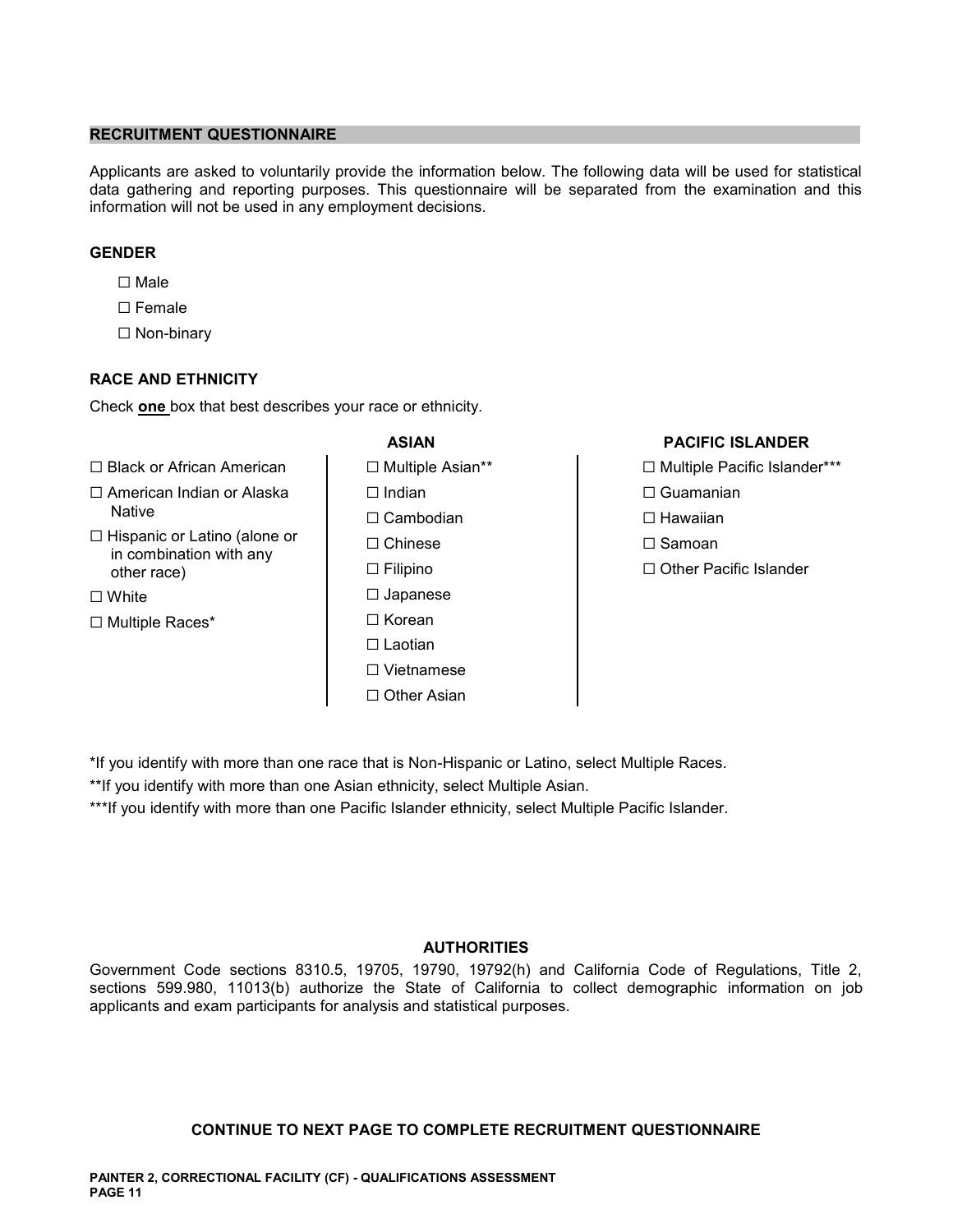## RECRUITMENT QUESTIONNAIRE

Applicants are asked to voluntarily provide the information below. The following data will be used for statistical data gathering and reporting purposes. This questionnaire will be separated from the examination and this information will not be used in any employment decisions.

### GENDER

- ☐ Male
- ☐ Female
- ☐ Non-binary

### RACE AND ETHNICITY

Check **one** box that best describes your race or ethnicity.

- ☐ Black or African American
- ☐ American Indian or Alaska Native
- ☐ Hispanic or Latino (alone or in combination with any other race)
- ☐ White
- ☐ Multiple Races*

**ASIAN**

- ☐ Multiple Asian**
- ☐ Indian
- ☐ Cambodian
- ☐ Chinese
- ☐ Filipino
- ☐ Japanese
- ☐ Korean
- ☐ Laotian
- ☐ Vietnamese
- ☐ Other Asian

**PACIFIC ISLANDER**

- ☐ Multiple Pacific Islander***
- ☐ Guamanian
- ☐ Hawaiian
- ☐ Samoan
- ☐ Other Pacific Islander

*If you identify with more than one race that is Non-Hispanic or Latino, select Multiple Races.

**If you identify with more than one Asian ethnicity, select Multiple Asian.

***If you identify with more than one Pacific Islander ethnicity, select Multiple Pacific Islander.

### AUTHORITIES

Government Code sections 8310.5, 19705, 19790, 19792(h) and California Code of Regulations, Title 2, sections 599.980, 11013(b) authorize the State of California to collect demographic information on job applicants and exam participants for analysis and statistical purposes.

**CONTINUE TO NEXT PAGE TO COMPLETE RECRUITMENT QUESTIONNAIRE**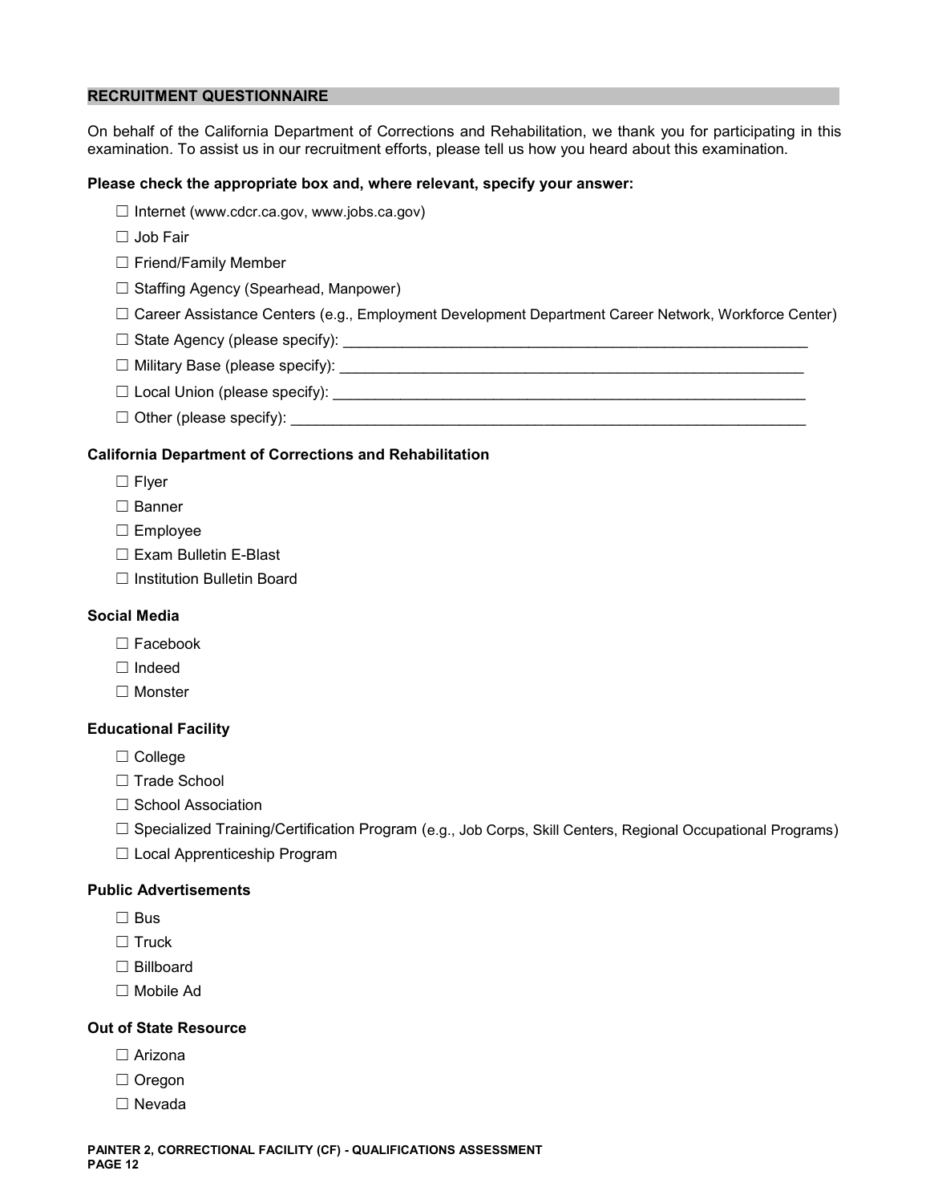## RECRUITMENT QUESTIONNAIRE

On behalf of the California Department of Corrections and Rehabilitation, we thank you for participating in this examination. To assist us in our recruitment efforts, please tell us how you heard about this examination.

**Please check the appropriate box and, where relevant, specify your answer:**

- ☐ Internet (www.cdcr.ca.gov, www.jobs.ca.gov)
- ☐ Job Fair
- ☐ Friend/Family Member
- ☐ Staffing Agency (Spearhead, Manpower)
- ☐ Career Assistance Centers (e.g., Employment Development Department Career Network, Workforce Center)
- ☐ State Agency (please specify): ___________________________________________________________
- ☐ Military Base (please specify): ___________________________________________________________
- ☐ Local Union (please specify): ___________________________________________________________
- ☐ Other (please specify): ________________________________________________________________

**California Department of Corrections and Rehabilitation**

- ☐ Flyer
- ☐ Banner
- ☐ Employee
- ☐ Exam Bulletin E-Blast
- ☐ Institution Bulletin Board

**Social Media**

- ☐ Facebook
- ☐ Indeed
- ☐ Monster

**Educational Facility**

- ☐ College
- ☐ Trade School
- ☐ School Association
- ☐ Specialized Training/Certification Program (e.g., Job Corps, Skill Centers, Regional Occupational Programs)
- ☐ Local Apprenticeship Program

**Public Advertisements**

- ☐ Bus
- ☐ Truck
- ☐ Billboard
- ☐ Mobile Ad

**Out of State Resource**

- ☐ Arizona
- ☐ Oregon
- ☐ Nevada